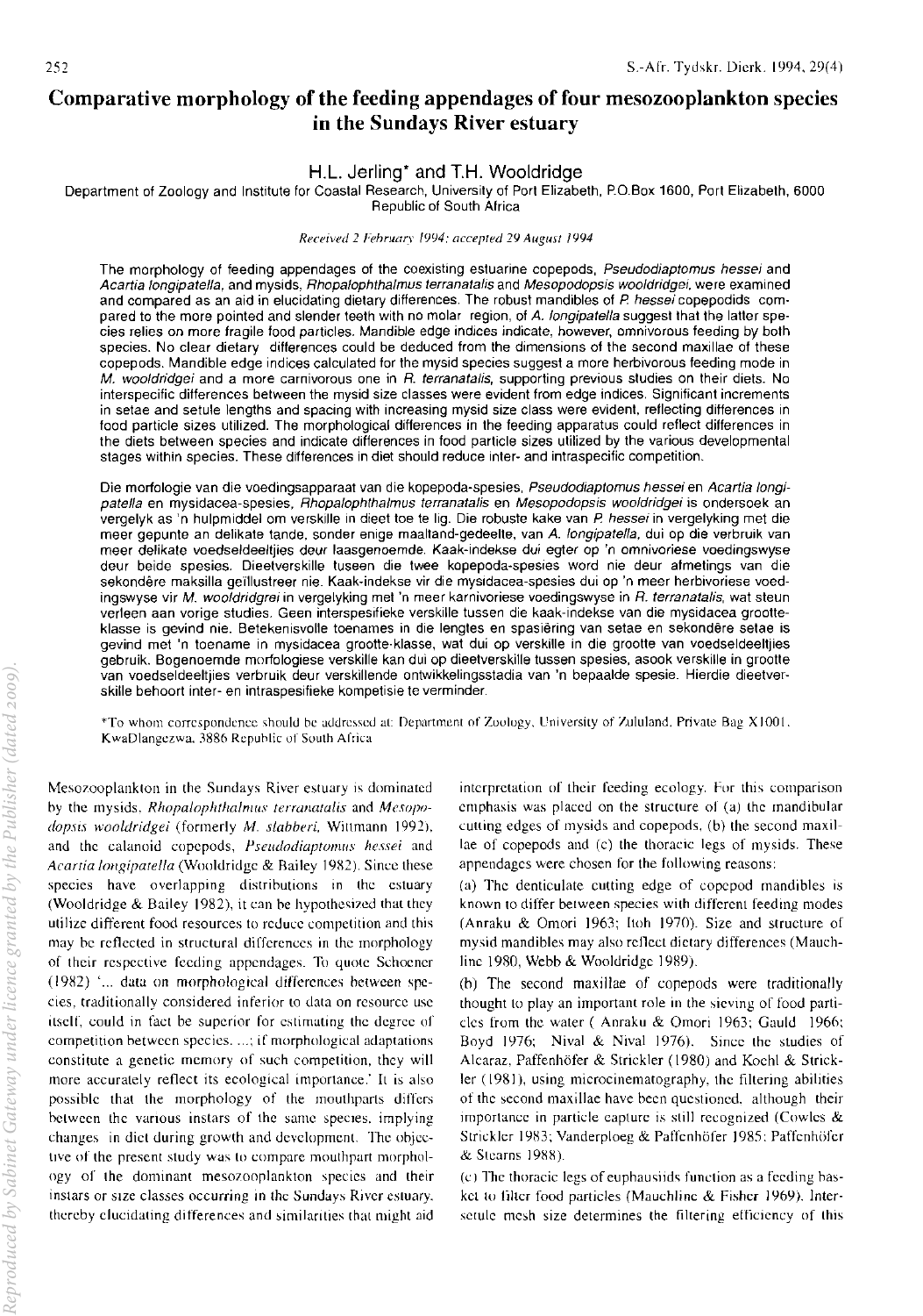# Comparative morphology of the feeding appendages of four mesozooplankton species in the Sundays River estuary

**H.L. Jerling\* and T.H. Wooldridge**

Department of Zoology and Institute for Coastal Research, University of Port Elizabeth, P.O.Box 1600, Port Elizabeth, 6000 Republic of South Africa

*Received 2 February 1994; accepted 29 August 1994*

The morphology of feeding appendages of the coexisting estuarine copepods, *Pseudodiaptomus hessei* and *Acartia longipatella*, and mysids, *Rhopalophthalmus terranatalis* and *Mesopodopsis wooldridgei*, were examined and compared as an aid in elucidating dietary differences. The robust mandibles of *P. hessei* copepodids compared to the more pointed and slender teeth with no molar region, of *A. longipatella* suggest that the latter species relies on more fragile food particles. Mandible edge indices indicate, however, omnivorous feeding by both species. No clear dietary differences could be deduced from the dimensions of the second maxillae of these copepods. Mandible edge indices calculated for the mysid species suggest a more herbivorous feeding mode in *M. wooldridgei* and a more carnivorous one in *R. terranatalis*, supporting previous studies on their diets. No interspecific differences between the mysid size classes were evident from edge indices. Significant increments in setae and setule lengths and spacing with increasing mysid size class were evident, reflecting differences in food particle sizes utilized. The morphological differences in the feeding apparatus could reflect differences in the diets between species and indicate differences in food particle sizes utilized by the various developmental stages within species. These differences in diet should reduce inter- and intraspecific competition.

Die morfologie van die voedingsapparaat van die kopepoda-spesies, *Pseudodiaptomus hessei* en *Acartia longipatella* en mysidacea-spesies, *Rhopalophthalmus terranatalis* en *Mesopodopsis wooldridgei* is ondersoek an vergelyk as 'n hulpmiddel om verskille in dieet toe te lig. Die robuste kake van *P. hessei* in vergelyking met die meer gepunte an delikate tande, sonder enige maaltand-gedeelte, van *A. longipatella*, dui op die verbruik van meer delikate voedseldeeltjies deur laasgenoemde. Kaak-indekse dui egter op 'n omnivoriese voedingswyse deur beide spesies. Dieetverskille tuseen die twee kopepoda-spesies word nie deur afmetings van die sekondêre maksilla geïllustreer nie. Kaak-indekse vir die mysidacea-spesies dui op 'n meer herbivoriese voedingswyse vir *M. wooldridgrei* in vergelyking met 'n meer karnivoriese voedingswyse in *R. terranatalis*, wat steun verleen aan vorige studies. Geen interspesifieke verskille tussen die kaak-indekse van die mysidacea grotteklasse is gevind nie. Betekenisvolle toenames in die lengtes en spasiëring van setae en sekondêre setae is gevind met 'n toename in mysidacea grootte-klasse, wat dui op verskille in die grootte van voedseldeeltjies gebruik. Bogenoemde morfologiese verskille kan dui op dieetverskille tussen spesies, asook verskille in grootte van voedseldeeltjies verbruik deur verskillende ontwikkelingsstadia van 'n bepaalde spesie. Hierdie dieetverskille behoort inter- en intraspesifieke kompetisie te verminder.

\*To whom correspondence should be addressed at: Department of Zoology, University of Zululand, Private Bag X1001, KwaDlangezwa, 3886 Republic of South Africa

Mesozooplankton in the Sundays River estuary is dominated by the mysids, *Rhopalophthalmus terranatalis* and *Mesopodopsis wooldridgei* (formerly *M. slabberi*, Wittmann 1992), and the calanoid copepods, *Pseudodiaptomus hessei* and *Acartia longipatella* (Wooldridge & Bailey 1982). Since these species have overlapping distributions in the estuary (Wooldridge & Bailey 1982), it can be hypothesized that they utilize different food resources to reduce competition and this may be reflected in structural differences in the morphology of their respective feeding appendages. To quote Schoener (1982) '... data on morphological differences between species, traditionally considered inferior to data on resource use itself, could in fact be superior for estimating the degree of competition between species. ...; if morphological adaptations constitute a genetic memory of such competition, they will more accurately reflect its ecological importance.' It is also possible that the morphology of the mouthparts differs between the various instars of the same species, implying changes in diet during growth and development. The objective of the present study was to compare mouthpart morphology of the dominant mesozooplankton species and their instars or size classes occurring in the Sundays River estuary, thereby elucidating differences and similarities that might aid interpretation of their feeding ecology. For this comparison emphasis was placed on the structure of (a) the mandibular cutting edges of mysids and copepods, (b) the second maxillae of copepods and (c) the thoracic legs of mysids. These appendages were chosen for the following reasons:

(a) The denticulate cutting edge of copepod mandibles is known to differ between species with different feeding modes (Anraku & Omori 1963; Itoh 1970). Size and structure of mysid mandibles may also reflect dietary differences (Mauchline 1980, Webb & Wooldridge 1989).

(b) The second maxillae of copepods were traditionally thought to play an important role in the sieving of food particles from the water ( Anraku & Omori 1963; Gauld 1966; Boyd 1976; Nival & Nival 1976). Since the studies of Alcaraz, Paffenhöfer & Strickler (1980) and Koehl & Strickler (1981), using microcinematography, the filtering abilities of the second maxillae have been questioned, although their importance in particle capture is still recognized (Cowles & Strickler 1983; Vanderploeg & Paffenhöfer 1985; Paffenhöfer & Stearns 1988).

(c) The thoracic legs of euphausiids function as a feeding basket to filter food particles (Mauchline & Fisher 1969). Intersetule mesh size determines the filtering efficiency of this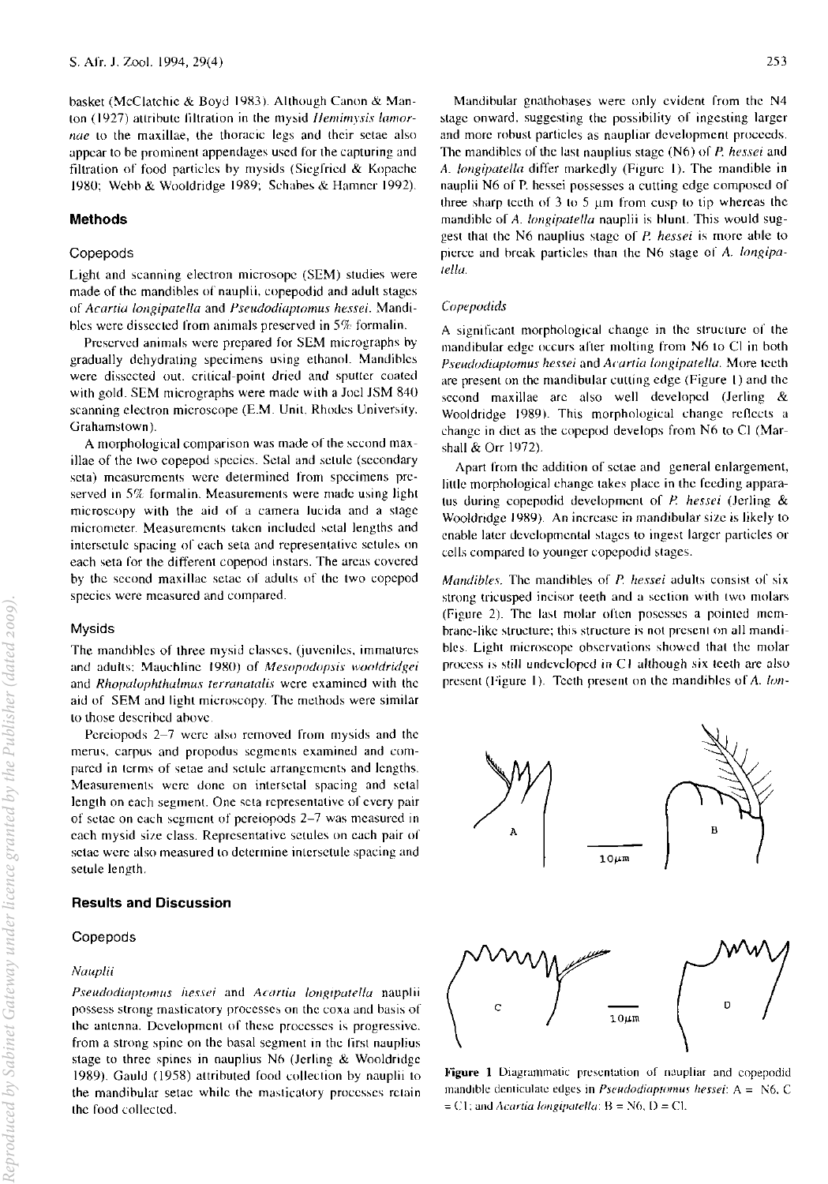basket (McClatchie & Boyd 1983). Although Canon & Manton (1927) attribute filtration in the mysid *Hemimysis lamornae* to the maxillae, the thoracic legs and their setae also appear to be prominent appendages used for the capturing and filtration of food particles by mysids (Siegfried & Kopache 1980; Webb & Wooldridge 1989; Schabes & Hamner 1992).

## Methods

### Copepods

Light and scanning electron microscope (SEM) studies were made of the mandibles of nauplii, copepodid and adult stages of *Acartia longipatella* and *Pseudodiaptomus hessei*. Mandibles were dissected from animals preserved in 5% formalin.

Preserved animals were prepared for SEM micrographs by gradually dehydrating specimens using ethanol. Mandibles were dissected out, critical-point dried and sputter coated with gold. SEM micrographs were made with a Joel JSM 840 scanning electron microscope (E.M. Unit, Rhodes University, Grahamstown).

A morphological comparison was made of the second maxillae of the two copepod species. Setal and setule (secondary seta) measurements were determined from specimens preserved in 5% formalin. Measurements were made using light microscopy with the aid of a camera lucida and a stage micrometer. Measurements taken included setal lengths and intersetule spacing of each seta and representative setules on each seta for the different copepod instars. The areas covered by the second maxillae setae of adults of the two copepod species were measured and compared.

### Mysids

The mandibles of three mysid classes, (juveniles, immatures and adults; Mauchline 1980) of *Mesopodopsis wooldridgei* and *Rhopalophthalmus terranatalis* were examined with the aid of SEM and light microscopy. The methods were similar to those described above.

Pereiopods 2–7 were also removed from mysids and the merus, carpus and propodus segments examined and compared in terms of setae and setule arrangements and lengths. Measurements were done on intersetal spacing and setal length on each segment. One seta representative of every pair of setae on each segment of pereiopods 2–7 was measured in each mysid size class. Representative setules on each pair of setae were also measured to determine intersetule spacing and setule length.

## Results and Discussion

### Copepods

#### *Nauplii*

*Pseudodiaptomus hessei* and *Acartia longipatella* nauplii possess strong masticatory processes on the coxa and basis of the antenna. Development of these processes is progressive, from a strong spine on the basal segment in the first nauplius stage to three spines in nauplius N6 (Jerling & Wooldridge 1989). Gauld (1958) attributed food collection by nauplii to the mandibular setae while the masticatory processes retain the food collected.

Mandibular gnathobases were only evident from the N4 stage onward, suggesting the possibility of ingesting larger and more robust particles as naupliar development proceeds. The mandibles of the last nauplius stage (N6) of *P. hessei* and *A. longipatella* differ markedly (Figure 1). The mandible in nauplii N6 of P. hessei possesses a cutting edge composed of three sharp teeth of 3 to 5 µm from cusp to tip whereas the mandible of *A. longipatella* nauplii is blunt. This would suggest that the N6 nauplius stage of *P. hessei* is more able to pierce and break particles than the N6 stage of *A. longipatella*.

#### *Copepodids*

A significant morphological change in the structure of the mandibular edge occurs after molting from N6 to CI in both *Pseudodiaptomus hessei* and *Acartia longipatella*. More teeth are present on the mandibular cutting edge (Figure 1) and the second maxillae are also well developed (Jerling & Wooldridge 1989). This morphological change reflects a change in diet as the copepod develops from N6 to CI (Marshall & Orr 1972).

Apart from the addition of setae and general enlargement, little morphological change takes place in the feeding apparatus during copepodid development of *P. hessei* (Jerling & Wooldridge 1989). An increase in mandibular size is likely to enable later developmental stages to ingest larger particles or cells compared to younger copepodid stages.

*Mandibles*. The mandibles of *P. hessei* adults consist of six strong tricusped incisor teeth and a section with two molars (Figure 2). The last molar often posesses a pointed membrane-like structure; this structure is not present on all mandibles. Light microscope observations showed that the molar process is still undeveloped in CI although six teeth are also present (Figure 1). Teeth present on the mandibles of *A. lon-*

**Figure 1** Diagrammatic presentation of naupliar and copepodid mandible denticulate edges in *Pseudodiaptomus hessei*: A = N6, C = CI; and *Acartia longipatella*: B = N6, D = CI.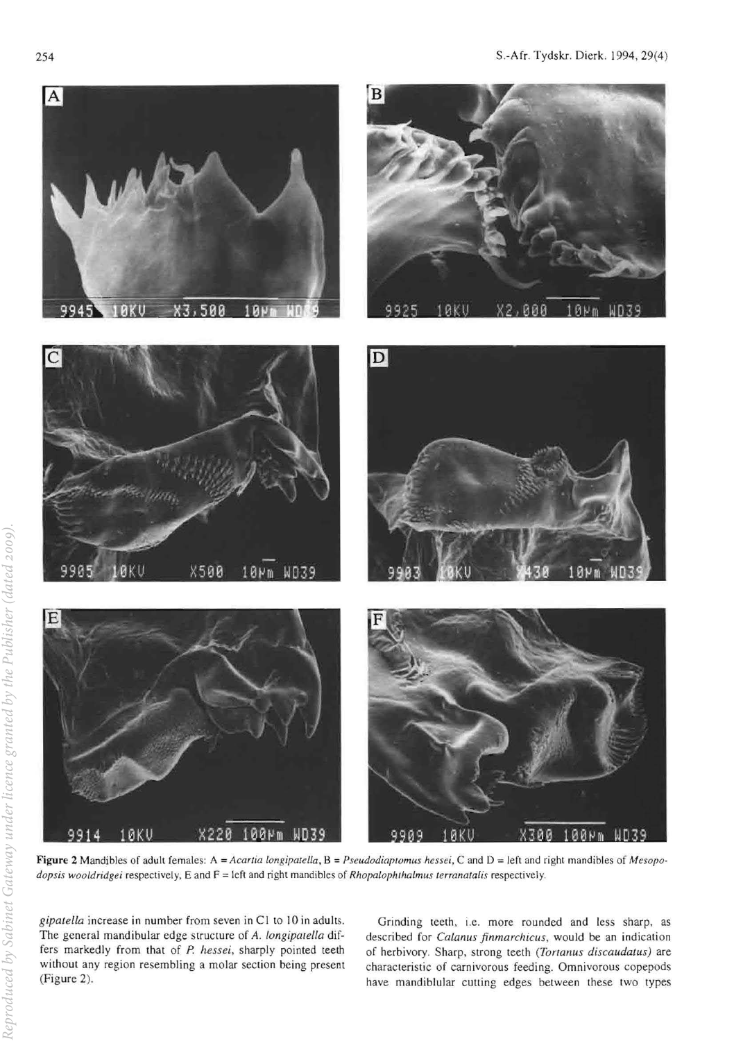**Figure 2** Mandibles of adult females: A = *Acartia longipatella*, B = *Pseudodiaptomus hessei*, C and D = left and right mandibles of *Mesopodopsis wooldridgei* respectively, E and F = left and right mandibles of *Rhopalophthalmus terranatalis* respectively.

*gipatella* increase in number from seven in CI to 10 in adults. The general mandibular edge structure of *A. longipatella* differs markedly from that of *P. hessei*, sharply pointed teeth without any region resembling a molar section being present (Figure 2).

Grinding teeth, i.e. more rounded and less sharp, as described for *Calanus finmarchicus*, would be an indication of herbivory. Sharp, strong teeth (*Tortanus discaudatus*) are characteristic of carnivorous feeding. Omnivorous copepods have mandiblular cutting edges between these two types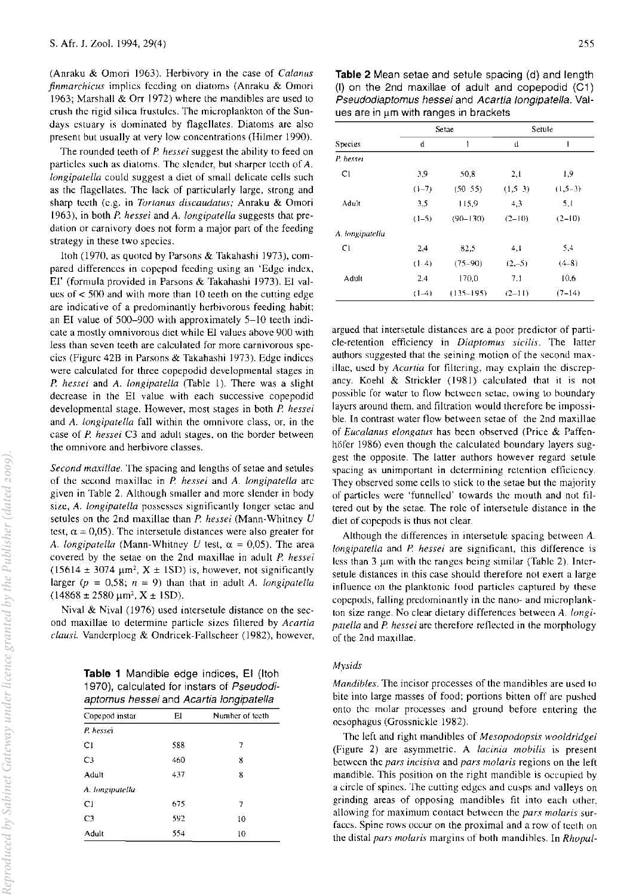(Anraku & Omori 1963). Herbivory in the case of *Calanus finmarchicus* implies feeding on diatoms (Anraku & Omori 1963; Marshall & Orr 1972) where the mandibles are used to crush the rigid silica frustules. The microplankton of the Sundays estuary is dominated by flagellates. Diatoms are also present but usually at very low concentrations (Hilmer 1990).

The rounded teeth of *P. hessei* suggest the ability to feed on particles such as diatoms. The slender, but sharper teeth of *A. longipatella* could suggest a diet of small delicate cells such as the flagellates. The lack of particularly large, strong and sharp teeth (e.g. in *Tortanus discaudatus;* Anraku & Omori 1963), in both *P. hessei* and *A. longipatella* suggests that predation or carnivory does not form a major part of the feeding strategy in these two species.

Itoh (1970, as quoted by Parsons & Takahashi 1973), compared differences in copepod feeding using an 'Edge index, EI' (formula provided in Parsons & Takahashi 1973). EI values of < 500 and with more than 10 teeth on the cutting edge are indicative of a predominantly herbivorous feeding habit; an EI value of 500–900 with approximately 5–10 teeth indicate a mostly omnivorous diet while EI values above 900 with less than seven teeth are calculated for more carnivorous species (Figure 42B in Parsons & Takahashi 1973). Edge indices were calculated for three copepodid developmental stages in *P. hessei* and *A. longipatella* (Table 1). There was a slight decrease in the EI value with each successive copepodid developmental stage. However, most stages in both *P. hessei* and *A. longipatella* fall within the omnivore class, or, in the case of *P. hessei* C3 and adult stages, on the border between the omnivore and herbivore classes.

*Second maxillae.* The spacing and lengths of setae and setules of the second maxillae in *P. hessei* and *A. longipatella* are given in Table 2. Although smaller and more slender in body size, *A. longipatella* possesses significantly longer setae and setules on the 2nd maxillae than *P. hessei* (Mann-Whitney *U* test, α = 0,05). The intersetule distances were also greater for *A. longipatella* (Mann-Whitney *U* test, α = 0,05). The area covered by the setae on the 2nd maxillae in adult *P. hessei* (15614 ± 3074 µm², X ± 1SD) is, however, not significantly larger ($p$ = 0,58; $n$ = 9) than that in adult *A. longipatella* (14868 ± 2580 µm², X ± 1SD).

Nival & Nival (1976) used intersetule distance on the second maxillae to determine particle sizes filtered by *Acartia clausi*. Vanderploeg & Ondricek-Fallscheer (1982), however,

**Table 1** Mandible edge indices, EI (Itoh 1970), calculated for instars of *Pseudodiaptomus hessei* and *Acartia longipatella*

| Copepod instar | EI | Number of teeth |
|---|---|---|
| *P. hessei* | | |
| C1 | 588 | 7 |
| C3 | 460 | 8 |
| Adult | 437 | 8 |
| *A. longipatella* | | |
| C1 | 675 | 7 |
| C3 | 592 | 10 |
| Adult | 554 | 10 |

**Table 2** Mean setae and setule spacing (d) and length (l) on the 2nd maxillae of adult and copepodid (C1) *Pseudodiaptomus hessei* and *Acartia longipatella*. Values are in µm with ranges in brackets

| | Setae | | Setule | |
|---|---|---|---|---|
| Species | d | l | d | l |
| *P. hessei* | | | | |
| C1 | 3,9 | 50,8 | 2,1 | 1,9 |
| | (1–7) | (50–55) | (1,5–3) | (1,5–3) |
| Adult | 3,5 | 115,9 | 4,3 | 5,1 |
| | (1–5) | (90–130) | (2–10) | (2–10) |
| *A. longipatella* | | | | |
| C1 | 2,4 | 82,5 | 4,1 | 5,4 |
| | (1–4) | (75–90) | (2,–5) | (4–8) |
| Adult | 2,4 | 170,0 | 7,1 | 10,6 |
| | (1–4) | (135–195) | (2–11) | (7–14) |

argued that intersetule distances are a poor predictor of particle-retention efficiency in *Diaptomus sicilis*. The latter authors suggested that the seining motion of the second maxillae, used by *Acartia* for filtering, may explain the discrepancy. Koehl & Strickler (1981) calculated that it is not possible for water to flow between setae, owing to boundary layers around them, and filtration would therefore be impossible. In contrast water flow between setae of the 2nd maxillae of *Eucalanus elongatus* has been observed (Price & Paffenhöfer 1986) even though the calculated boundary layers suggest the opposite. The latter authors however regard setule spacing as unimportant in determining retention efficiency. They observed some cells to stick to the setae but the majority of particles were 'funnelled' towards the mouth and not filtered out by the setae. The role of intersetule distance in the diet of copepods is thus not clear.

Although the differences in intersetule spacing between *A. longipatella* and *P. hessei* are significant, this difference is less than 3 µm with the ranges being similar (Table 2). Intersetule distances in this case should therefore not exert a large influence on the planktonic food particles captured by these copepods, falling predominantly in the nano- and microplankton size range. No clear dietary differences between *A. longipatella* and *P. hessei* are therefore reflected in the morphology of the 2nd maxillae.

### *Mysids*

*Mandibles.* The incisor processes of the mandibles are used to bite into large masses of food; portions bitten off are pushed onto the molar processes and ground before entering the oesophagus (Grossnickle 1982).

The left and right mandibles of *Mesopodopsis wooldridgei* (Figure 2) are asymmetric. A *lacinia mobilis* is present between the *pars incisiva* and *pars molaris* regions on the left mandible. This position on the right mandible is occupied by a circle of spines. The cutting edges and cusps and valleys on grinding areas of opposing mandibles fit into each other, allowing for maximum contact between the *pars molaris* surfaces. Spine rows occur on the proximal and a row of teeth on the distal *pars molaris* margins of both mandibles. In *Rhopal-*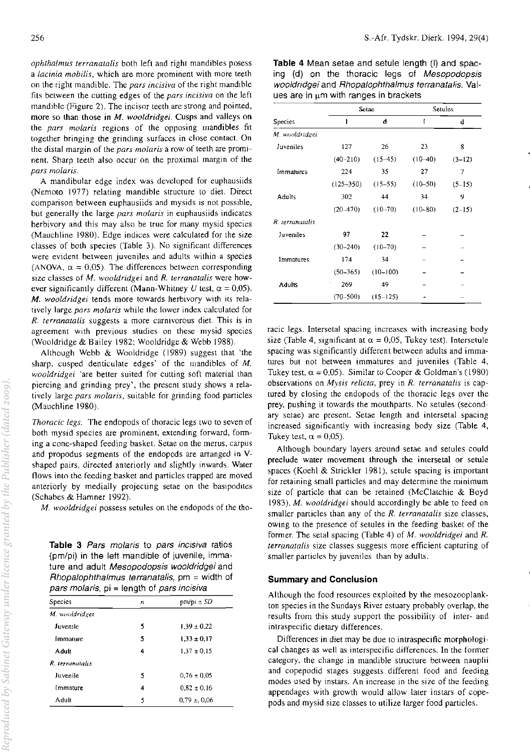*ophthalmus terranatalis* both left and right mandibles posess a *lacinia mobilis*, which are more prominent with more teeth on the right mandible. The *pars incisiva* of the right mandible fits between the cutting edges of the *pars incisiva* on the left mandible (Figure 2). The incisor teeth are strong and pointed, more so than those in *M. wooldridgei*. Cusps and valleys on the *pars molaris* regions of the opposing mandibles fit together bringing the grinding surfaces in close contact. On the distal margin of the *pars molaris* a row of teeth are prominent. Sharp teeth also occur on the proximal margin of the *pars molaris*.

A mandibular edge index was developed for euphausiids (Nemoto 1977) relating mandible structure to diet. Direct comparison between euphausiids and mysids is not possible, but generally the large *pars molaris* in euphausiids indicates herbivory and this may also be true for many mysid species (Mauchline 1980). Edge indices were calculated for the size classes of both species (Table 3). No significant differences were evident between juveniles and adults within a species (ANOVA, $\alpha = 0{,}05$). The differences between corresponding size classes of *M. wooldridgei* and *R. terranatalis* were however significantly different (Mann-Whitney $U$ test, $\alpha = 0{,}05$). *M. wooldridgei* tends more towards herbivory with its relatively large *pars molaris* while the lower index calculated for *R. terranatalis* suggests a more carnivorous diet. This is in agreement with previous studies on these mysid species (Wooldridge & Bailey 1982; Wooldridge & Webb 1988).

Although Webb & Wooldridge (1989) suggest that 'the sharp, cusped denticulate edges' of the mandibles of *M. wooldridgei* 'are better suited for cutting soft material than piercing and grinding prey', the present study shows a relatively large *pars molaris*, suitable for grinding food particles (Mauchline 1980).

*Thoracic legs.* The endopods of thoracic legs two to seven of both mysid species are prominent, extending forward, forming a cone-shaped feeding basket. Setae on the merus, carpus and propodus segments of the endopods are arranged in V-shaped pairs, directed anteriorly and slightly inwards. Water flows into the feeding basket and particles trapped are moved anteriorly by medially projecting setae on the basipodites (Schabes & Hamner 1992).

*M. wooldridgei* possess setules on the endopods of the thoracic legs. Intersetal spacing increases with increasing body size (Table 4, significant at $\alpha = 0{,}05$, Tukey test). Intersetule spacing was significantly different between adults and immatures but not between immatures and juveniles (Table 4, Tukey test, $\alpha = 0{,}05$). Similar to Cooper & Goldman's (1980) observations on *Mysis relicta*, prey in *R. terranatalis* is captured by closing the endopods of the thoracic legs over the prey, pushing it towards the mouthparts. No setules (secondary setae) are present. Setae length and intersetal spacing increased significantly with increasing body size (Table 4, Tukey test, $\alpha = 0{,}05$).

Although boundary layers around setae and setules could preclude water movement through the intersetal or setule spaces (Koehl & Strickler 1981), setule spacing is important for retaining small particles and may determine the minimum size of particle that can be retained (McClatchie & Boyd 1983). *M. wooldridgei* should accordingly be able to feed on smaller particles than any of the *R. terranatalis* size classes, owing to the presence of setules in the feeding basket of the former. The setal spacing (Table 4) of *M. wooldridgei* and *R. terranatalis* size classes suggests more efficient capturing of smaller particles by juveniles than by adults.

**Table 3** *Pars molaris* to *pars incisiva* ratios (pm/pi) in the left mandible of juvenile, immature and adult *Mesopodopsis wooldridgei* and *Rhopalophthalmus terranatalis*, pm = width of *pars molaris*, pi = length of *pars incisiva*

| Species | *n* | pm/pi ± *SD* |
|---|---|---|
| *M. wooldridgei* | | |
| Juvenile | 5 | 1,39 ± 0,22 |
| Immature | 5 | 1,33 ± 0,17 |
| Adult | 4 | 1,37 ± 0,15 |
| *R. terranatalis* | | |
| Juvenile | 5 | 0,76 ± 0,05 |
| Immature | 4 | 0,82 ± 0.16 |
| Adult | 5 | 0,79 ±, 0,06 |

**Table 4** Mean setae and setule length (l) and spacing (d) on the thoracic legs of *Mesopodopsis wooldridgei* and *Rhopalophthalmus terranatalis*. Values are in μm with ranges in brackets

| | Setae | | Setules | |
|---|---|---|---|---|
| Species | l | d | l | d |
| *M. wooldridgei* | | | | |
| Juveniles | 127 | 26 | 23 | 8 |
| | (40–210) | (15–45) | (10–40) | (3–12) |
| Immatures | 224 | 35 | 27 | 7 |
| | (125–350) | (15–55) | (10–50) | (5–15) |
| Adults | 302 | 44 | 34 | 9 |
| | (20–470) | (10–70) | (10–80) | (2–15) |
| *R. terranatalis* | | | | |
| Juveniles | 97 | 22 | – | – |
| | (30–240) | (10–70) | – | – |
| Immatures | 174 | 34 | – | – |
| | (50–365) | (10–100) | – | – |
| Adults | 269 | 49 | – | – |
| | (70–500) | (15–125) | – | – |

## Summary and Conclusion

Although the food resources exploited by the mesozooplankton species in the Sundays River estuary probably overlap, the results from this study support the possibility of inter- and intraspecific dietary differences.

Differences in diet may be due to intraspecific morphological changes as well as interspecific differences. In the former category, the change in mandible structure between nauplii and copepodid stages suggests different food and feeding modes used by instars. An increase in the size of the feeding appendages with growth would allow later instars of copepods and mysid size classes to utilize larger food particles.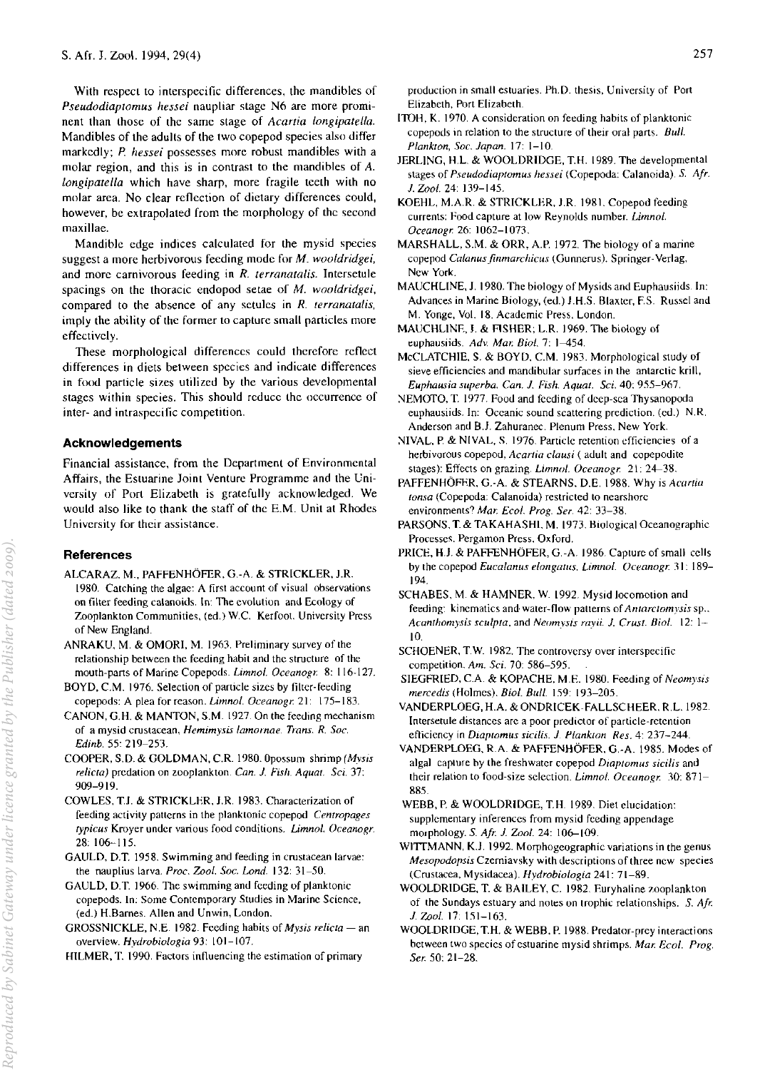With respect to interspecific differences, the mandibles of *Pseudodiaptomus hessei* naupliar stage N6 are more prominent than those of the same stage of *Acartia longipatella*. Mandibles of the adults of the two copepod species also differ markedly; *P. hessei* possesses more robust mandibles with a molar region, and this is in contrast to the mandibles of *A. longipatella* which have sharp, more fragile teeth with no molar area. No clear reflection of dietary differences could, however, be extrapolated from the morphology of the second maxillae.

Mandible edge indices calculated for the mysid species suggest a more herbivorous feeding mode for *M. wooldridgei*, and more carnivorous feeding in *R. terranatalis*. Intersetule spacings on the thoracic endopod setae of *M. wooldridgei*, compared to the absence of any setules in *R. terranatalis*, imply the ability of the former to capture small particles more effectively.

These morphological differences could therefore reflect differences in diets between species and indicate differences in food particle sizes utilized by the various developmental stages within species. This should reduce the occurrence of inter- and intraspecific competition.

## Acknowledgements

Financial assistance, from the Department of Environmental Affairs, the Estuarine Joint Venture Programme and the University of Port Elizabeth is gratefully acknowledged. We would also like to thank the staff of the E.M. Unit at Rhodes University for their assistance.

## References

ALCARAZ, M., PAFFENHÖFER, G.-A. & STRICKLER, J.R. 1980. Catching the algae: A first account of visual observations on filter feeding calanoids. In: The evolution and Ecology of Zooplankton Communities, (ed.) W.C. Kerfoot. University Press of New England.

ANRAKU, M. & OMORI, M. 1963. Preliminary survey of the relationship between the feeding habit and the structure of the mouth-parts of Marine Copepods. *Limnol. Oceanogr.* 8: 116-127.

BOYD, C.M. 1976. Selection of particle sizes by filter-feeding copepods: A plea for reason. *Limnol. Oceanogr.* 21: 175–183.

CANON, G.H. & MANTON, S.M. 1927. On the feeding mechanism of a mysid crustacean, *Hemimysis lamornae*. *Trans. R. Soc. Edinb.* 55: 219–253.

COOPER, S.D. & GOLDMAN, C.R. 1980. 0possum shrimp *(Mysis relicta)* predation on zooplankton. *Can. J. Fish. Aquat. Sci.* 37: 909–919.

COWLES, T.J. & STRICKLER, J.R. 1983. Characterization of feeding activity patterns in the planktonic copepod *Centropages typicus* Kroyer under various food conditions. *Limnol. Oceanogr.* 28: 106–115.

GAULD, D.T. 1958. Swimming and feeding in crustacean larvae: the nauplius larva. *Proc. Zool. Soc. Lond.* 132: 31–50.

GAULD, D.T. 1966. The swimming and feeding of planktonic copepods. In: Some Contemporary Studies in Marine Science, (ed.) H.Barnes. Allen and Unwin, London.

GROSSNICKLE, N.E. 1982. Feeding habits of *Mysis relicta* — an overview. *Hydrobiologia* 93: 101–107.

HILMER, T. 1990. Factors influencing the estimation of primary production in small estuaries. Ph.D. thesis, University of Port Elizabeth, Port Elizabeth.

ITOH, K. 1970. A consideration on feeding habits of planktonic copepods in relation to the structure of their oral parts. *Bull. Plankton, Soc. Japan.* 17: 1–10.

JERLING, H.L. & WOOLDRIDGE, T.H. 1989. The developmental stages of *Pseudodiaptomus hessei* (Copepoda: Calanoida). *S. Afr. J. Zool.* 24: 139–145.

KOEHL, M.A.R. & STRICKLER, J.R. 1981. Copepod feeding currents: Food capture at low Reynolds number. *Limnol. Oceanogr.* 26: 1062–1073.

MARSHALL, S.M. & ORR, A.P. 1972. The biology of a marine copepod *Calanus finmarchicus* (Gunnerus). Springer-Verlag, New York.

MAUCHLINE, J. 1980. The biology of Mysids and Euphausiids. In: Advances in Marine Biology, (ed.) J.H.S. Blaxter, F.S. Russel and M. Yonge, Vol. 18. Academic Press, London.

MAUCHLINE, J. & FISHER; L.R. 1969. The biology of euphausiids. *Adv. Mar. Biol.* 7: 1–454.

McCLATCHIE, S. & BOYD, C.M. 1983. Morphological study of sieve efficiencies and mandibular surfaces in the antarctic krill, *Euphausia superba*. *Can. J. Fish. Aquat. Sci.* 40: 955–967.

NEMOTO, T. 1977. Food and feeding of deep-sea Thysanopoda euphausiids. In: Oceanic sound scattering prediction. (ed.) N.R. Anderson and B.J. Zahuranec. Plenum Press, New York.

NIVAL, P. & NIVAL, S. 1976. Particle retention efficiencies of a herbivorous copepod, *Acartia clausi* ( adult and copepodite stages): Effects on grazing. *Limnol. Oceanogr.* 21: 24–38.

PAFFENHÖFER, G.-A. & STEARNS, D.E. 1988. Why is *Acartia tonsa* (Copepoda: Calanoida) restricted to nearshore environments? *Mar. Ecol. Prog. Ser.* 42: 33–38.

PARSONS, T. & TAKAHASHI, M. 1973. Biological Oceanographic Processes. Pergamon Press, Oxford.

PRICE, H.J. & PAFFENHÖFER, G.-A. 1986. Capture of small cells by the copepod *Eucalanus elongatus*. *Limnol. Oceanogr.* 31: 189–194.

SCHABES, M. & HAMNER, W. 1992. Mysid locomotion and feeding: kinematics and water-flow patterns of *Antarctomysis* sp., *Acanthomysis sculpta*, and *Neomysis rayii*. *J. Crust. Biol.* 12: 1–10.

SCHOENER, T.W. 1982. The controversy over interspecific competition. *Am. Sci.* 70: 586–595.

SIEGFRIED, C.A. & KOPACHE, M.E. 1980. Feeding of *Neomysis mercedis* (Holmes). *Biol. Bull.* 159: 193–205.

VANDERPLOEG, H.A. & ONDRICEK-FALLSCHEER, R.L. 1982. Intersetule distances are a poor predictor of particle-retention efficiency in *Diaptomus sicilis*. *J. Plankton Res.* 4: 237–244.

VANDERPLOEG, R.A. & PAFFENHÖFER, G.-A. 1985. Modes of algal capture by the freshwater copepod *Diaptomus sicilis* and their relation to food-size selection. *Limnol. Oceanogr.* 30: 871–885.

WEBB, P. & WOOLDRIDGE, T.H. 1989. Diet elucidation: supplementary inferences from mysid feeding appendage morphology. *S. Afr. J. Zool.* 24: 106–109.

WITTMANN, K.J. 1992. Morphogeographic variations in the genus *Mesopodopsis* Czerniavsky with descriptions of three new species (Crustacea, Mysidacea). *Hydrobiologia* 241: 71–89.

WOOLDRIDGE, T. & BAILEY, C. 1982. Euryhaline zooplankton of the Sundays estuary and notes on trophic relationships. *S. Afr. J. Zool.* 17: 151–163.

WOOLDRIDGE, T.H. & WEBB, P. 1988. Predator-prey interactions between two species of estuarine mysid shrimps. *Mar. Ecol. Prog. Ser.* 50: 21–28.